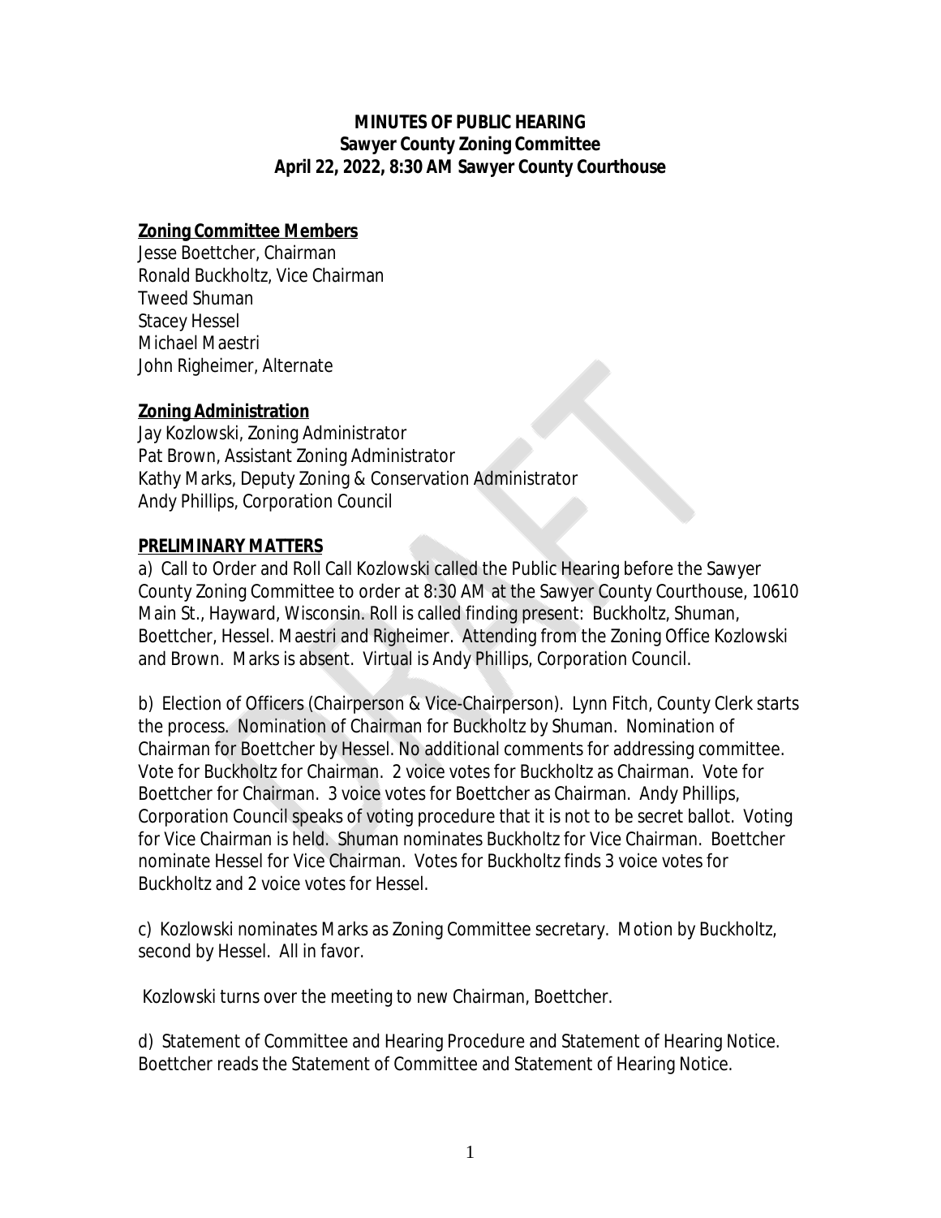**MINUTES OF PUBLIC HEARING**
**Sawyer County Zoning Committee**
**April 22, 2022, 8:30 AM Sawyer County Courthouse**

**Zoning Committee Members**

Jesse Boettcher, Chairman
Ronald Buckholtz, Vice Chairman
Tweed Shuman
Stacey Hessel
Michael Maestri
John Righeimer, Alternate

**Zoning Administration**

Jay Kozlowski, Zoning Administrator
Pat Brown, Assistant Zoning Administrator
Kathy Marks, Deputy Zoning & Conservation Administrator
Andy Phillips, Corporation Council

**PRELIMINARY MATTERS**

a) Call to Order and Roll Call Kozlowski called the Public Hearing before the Sawyer County Zoning Committee to order at 8:30 AM at the Sawyer County Courthouse, 10610 Main St., Hayward, Wisconsin. Roll is called finding present: Buckholtz, Shuman, Boettcher, Hessel. Maestri and Righeimer. Attending from the Zoning Office Kozlowski and Brown. Marks is absent. Virtual is Andy Phillips, Corporation Council.

b) Election of Officers (Chairperson & Vice-Chairperson). Lynn Fitch, County Clerk starts the process. Nomination of Chairman for Buckholtz by Shuman. Nomination of Chairman for Boettcher by Hessel. No additional comments for addressing committee. Vote for Buckholtz for Chairman. 2 voice votes for Buckholtz as Chairman. Vote for Boettcher for Chairman. 3 voice votes for Boettcher as Chairman. Andy Phillips, Corporation Council speaks of voting procedure that it is not to be secret ballot. Voting for Vice Chairman is held. Shuman nominates Buckholtz for Vice Chairman. Boettcher nominate Hessel for Vice Chairman. Votes for Buckholtz finds 3 voice votes for Buckholtz and 2 voice votes for Hessel.

c) Kozlowski nominates Marks as Zoning Committee secretary. Motion by Buckholtz, second by Hessel. All in favor.

Kozlowski turns over the meeting to new Chairman, Boettcher.

d) Statement of Committee and Hearing Procedure and Statement of Hearing Notice. Boettcher reads the Statement of Committee and Statement of Hearing Notice.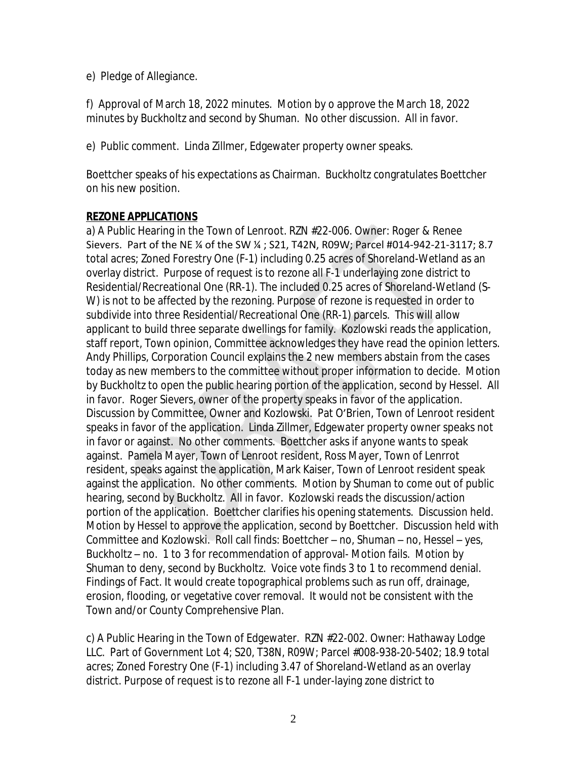e) Pledge of Allegiance.

f) Approval of March 18, 2022 minutes. Motion by o approve the March 18, 2022 minutes by Buckholtz and second by Shuman. No other discussion. All in favor.

e) Public comment. Linda Zillmer, Edgewater property owner speaks.

Boettcher speaks of his expectations as Chairman. Buckholtz congratulates Boettcher on his new position.

**REZONE APPLICATIONS**

a) A Public Hearing in the Town of Lenroot. RZN #22-006. Owner: Roger & Renee Sievers. Part of the NE ¼ of the SW ¼ ; S21, T42N, R09W; Parcel #014-942-21-3117; 8.7 total acres; Zoned Forestry One (F-1) including 0.25 acres of Shoreland-Wetland as an overlay district. Purpose of request is to rezone all F-1 underlaying zone district to Residential/Recreational One (RR-1). The included 0.25 acres of Shoreland-Wetland (S-W) is not to be affected by the rezoning. Purpose of rezone is requested in order to subdivide into three Residential/Recreational One (RR-1) parcels. This will allow applicant to build three separate dwellings for family. Kozlowski reads the application, staff report, Town opinion, Committee acknowledges they have read the opinion letters. Andy Phillips, Corporation Council explains the 2 new members abstain from the cases today as new members to the committee without proper information to decide. Motion by Buckholtz to open the public hearing portion of the application, second by Hessel. All in favor. Roger Sievers, owner of the property speaks in favor of the application. Discussion by Committee, Owner and Kozlowski. Pat O'Brien, Town of Lenroot resident speaks in favor of the application. Linda Zillmer, Edgewater property owner speaks not in favor or against. No other comments. Boettcher asks if anyone wants to speak against. Pamela Mayer, Town of Lenroot resident, Ross Mayer, Town of Lenrrot resident, speaks against the application, Mark Kaiser, Town of Lenroot resident speak against the application. No other comments. Motion by Shuman to come out of public hearing, second by Buckholtz. All in favor. Kozlowski reads the discussion/action portion of the application. Boettcher clarifies his opening statements. Discussion held. Motion by Hessel to approve the application, second by Boettcher. Discussion held with Committee and Kozlowski. Roll call finds: Boettcher – no, Shuman – no, Hessel – yes, Buckholtz – no. 1 to 3 for recommendation of approval- Motion fails. Motion by Shuman to deny, second by Buckholtz. Voice vote finds 3 to 1 to recommend denial. Findings of Fact. It would create topographical problems such as run off, drainage, erosion, flooding, or vegetative cover removal. It would not be consistent with the Town and/or County Comprehensive Plan.

c) A Public Hearing in the Town of Edgewater. RZN #22-002. Owner: Hathaway Lodge LLC. Part of Government Lot 4; S20, T38N, R09W; Parcel #008-938-20-5402; 18.9 total acres; Zoned Forestry One (F-1) including 3.47 of Shoreland-Wetland as an overlay district. Purpose of request is to rezone all F-1 under-laying zone district to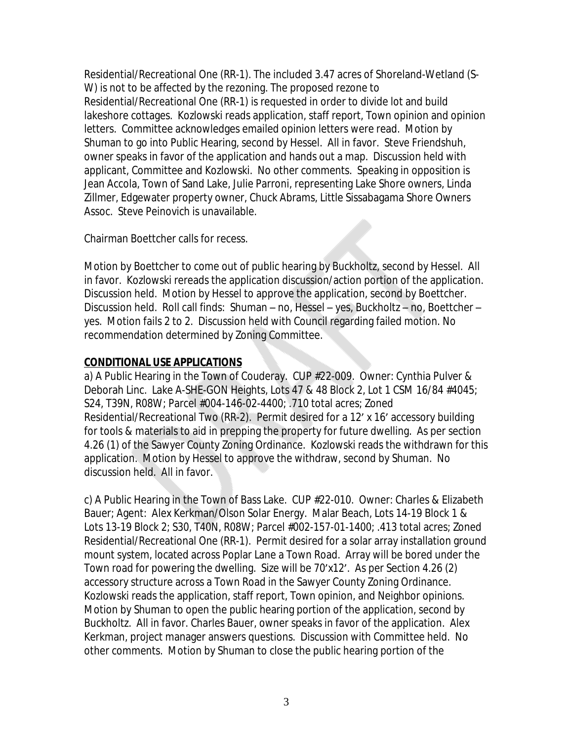Residential/Recreational One (RR-1). The included 3.47 acres of Shoreland-Wetland (S-W) is not to be affected by the rezoning. The proposed rezone to Residential/Recreational One (RR-1) is requested in order to divide lot and build lakeshore cottages. Kozlowski reads application, staff report, Town opinion and opinion letters. Committee acknowledges emailed opinion letters were read. Motion by Shuman to go into Public Hearing, second by Hessel. All in favor. Steve Friendshuh, owner speaks in favor of the application and hands out a map. Discussion held with applicant, Committee and Kozlowski. No other comments. Speaking in opposition is Jean Accola, Town of Sand Lake, Julie Parroni, representing Lake Shore owners, Linda Zillmer, Edgewater property owner, Chuck Abrams, Little Sissabagama Shore Owners Assoc. Steve Peinovich is unavailable.

Chairman Boettcher calls for recess.

Motion by Boettcher to come out of public hearing by Buckholtz, second by Hessel. All in favor. Kozlowski rereads the application discussion/action portion of the application. Discussion held. Motion by Hessel to approve the application, second by Boettcher. Discussion held. Roll call finds: Shuman – no, Hessel – yes, Buckholtz – no, Boettcher – yes. Motion fails 2 to 2. Discussion held with Council regarding failed motion. No recommendation determined by Zoning Committee.

**CONDITIONAL USE APPLICATIONS**

a) A Public Hearing in the Town of Couderay. CUP #22-009. Owner: Cynthia Pulver & Deborah Linc. Lake A-SHE-GON Heights, Lots 47 & 48 Block 2, Lot 1 CSM 16/84 #4045; S24, T39N, R08W; Parcel #004-146-02-4400; .710 total acres; Zoned Residential/Recreational Two (RR-2). Permit desired for a 12' x 16' accessory building for tools & materials to aid in prepping the property for future dwelling. As per section 4.26 (1) of the Sawyer County Zoning Ordinance. Kozlowski reads the withdrawn for this application. Motion by Hessel to approve the withdraw, second by Shuman. No discussion held. All in favor.

c) A Public Hearing in the Town of Bass Lake. CUP #22-010. Owner: Charles & Elizabeth Bauer; Agent: Alex Kerkman/Olson Solar Energy. Malar Beach, Lots 14-19 Block 1 & Lots 13-19 Block 2; S30, T40N, R08W; Parcel #002-157-01-1400; .413 total acres; Zoned Residential/Recreational One (RR-1). Permit desired for a solar array installation ground mount system, located across Poplar Lane a Town Road. Array will be bored under the Town road for powering the dwelling. Size will be 70'x12'. As per Section 4.26 (2) accessory structure across a Town Road in the Sawyer County Zoning Ordinance. Kozlowski reads the application, staff report, Town opinion, and Neighbor opinions. Motion by Shuman to open the public hearing portion of the application, second by Buckholtz. All in favor. Charles Bauer, owner speaks in favor of the application. Alex Kerkman, project manager answers questions. Discussion with Committee held. No other comments. Motion by Shuman to close the public hearing portion of the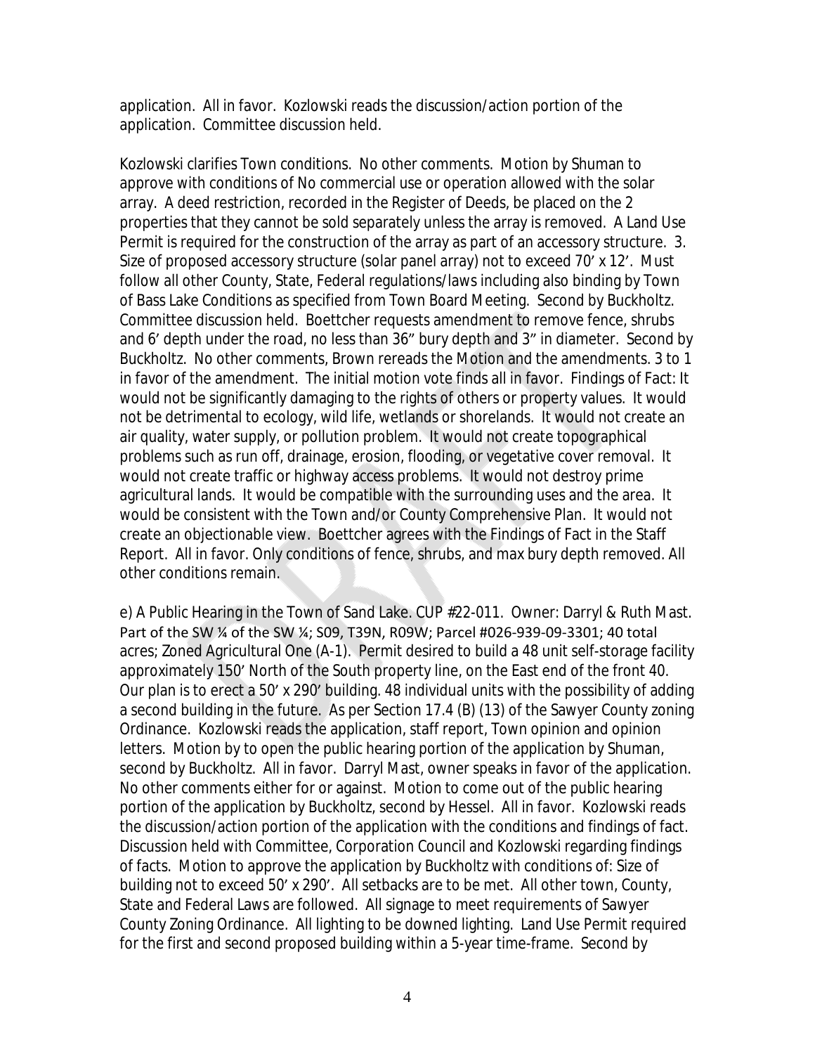application. All in favor. Kozlowski reads the discussion/action portion of the application. Committee discussion held.

Kozlowski clarifies Town conditions. No other comments. Motion by Shuman to approve with conditions of No commercial use or operation allowed with the solar array. A deed restriction, recorded in the Register of Deeds, be placed on the 2 properties that they cannot be sold separately unless the array is removed. A Land Use Permit is required for the construction of the array as part of an accessory structure. 3. Size of proposed accessory structure (solar panel array) not to exceed 70' x 12'. Must follow all other County, State, Federal regulations/laws including also binding by Town of Bass Lake Conditions as specified from Town Board Meeting. Second by Buckholtz. Committee discussion held. Boettcher requests amendment to remove fence, shrubs and 6' depth under the road, no less than 36" bury depth and 3" in diameter. Second by Buckholtz. No other comments, Brown rereads the Motion and the amendments. 3 to 1 in favor of the amendment. The initial motion vote finds all in favor. Findings of Fact: It would not be significantly damaging to the rights of others or property values. It would not be detrimental to ecology, wild life, wetlands or shorelands. It would not create an air quality, water supply, or pollution problem. It would not create topographical problems such as run off, drainage, erosion, flooding, or vegetative cover removal. It would not create traffic or highway access problems. It would not destroy prime agricultural lands. It would be compatible with the surrounding uses and the area. It would be consistent with the Town and/or County Comprehensive Plan. It would not create an objectionable view. Boettcher agrees with the Findings of Fact in the Staff Report. All in favor. Only conditions of fence, shrubs, and max bury depth removed. All other conditions remain.

e) A Public Hearing in the Town of Sand Lake. CUP #22-011. Owner: Darryl & Ruth Mast. Part of the SW ¼ of the SW ¼; S09, T39N, R09W; Parcel #026-939-09-3301; 40 total acres; Zoned Agricultural One (A-1). Permit desired to build a 48 unit self-storage facility approximately 150' North of the South property line, on the East end of the front 40. Our plan is to erect a 50' x 290' building. 48 individual units with the possibility of adding a second building in the future. As per Section 17.4 (B) (13) of the Sawyer County zoning Ordinance. Kozlowski reads the application, staff report, Town opinion and opinion letters. Motion by to open the public hearing portion of the application by Shuman, second by Buckholtz. All in favor. Darryl Mast, owner speaks in favor of the application. No other comments either for or against. Motion to come out of the public hearing portion of the application by Buckholtz, second by Hessel. All in favor. Kozlowski reads the discussion/action portion of the application with the conditions and findings of fact. Discussion held with Committee, Corporation Council and Kozlowski regarding findings of facts. Motion to approve the application by Buckholtz with conditions of: Size of building not to exceed 50' x 290'. All setbacks are to be met. All other town, County, State and Federal Laws are followed. All signage to meet requirements of Sawyer County Zoning Ordinance. All lighting to be downed lighting. Land Use Permit required for the first and second proposed building within a 5-year time-frame. Second by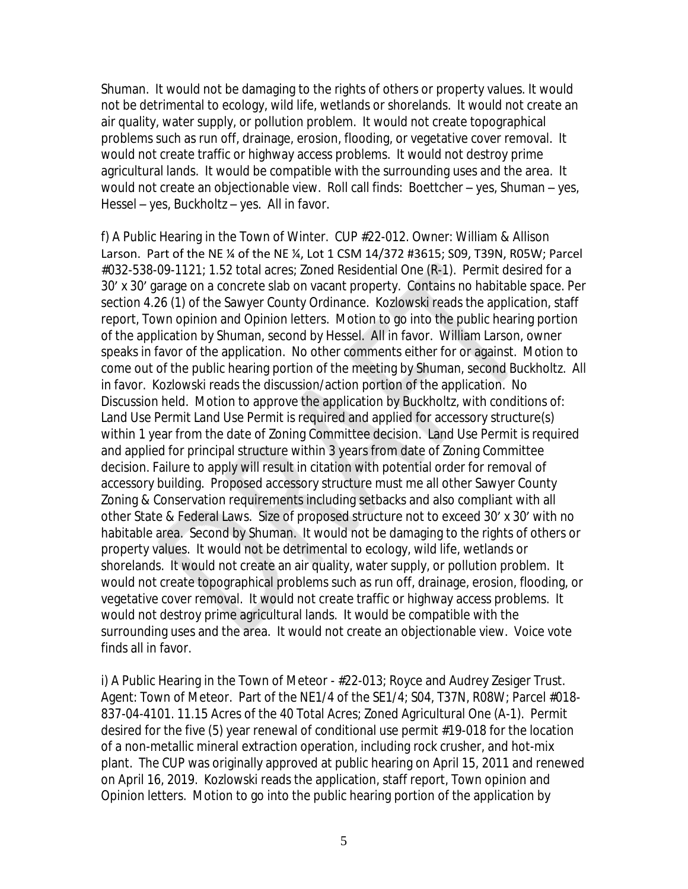Shuman. It would not be damaging to the rights of others or property values. It would not be detrimental to ecology, wild life, wetlands or shorelands. It would not create an air quality, water supply, or pollution problem. It would not create topographical problems such as run off, drainage, erosion, flooding, or vegetative cover removal. It would not create traffic or highway access problems. It would not destroy prime agricultural lands. It would be compatible with the surrounding uses and the area. It would not create an objectionable view. Roll call finds: Boettcher – yes, Shuman – yes, Hessel – yes, Buckholtz – yes. All in favor.

f) A Public Hearing in the Town of Winter. CUP #22-012. Owner: William & Allison Larson. Part of the NE ¼ of the NE ¼, Lot 1 CSM 14/372 #3615; S09, T39N, R05W; Parcel #032-538-09-1121; 1.52 total acres; Zoned Residential One (R-1). Permit desired for a 30' x 30' garage on a concrete slab on vacant property. Contains no habitable space. Per section 4.26 (1) of the Sawyer County Ordinance. Kozlowski reads the application, staff report, Town opinion and Opinion letters. Motion to go into the public hearing portion of the application by Shuman, second by Hessel. All in favor. William Larson, owner speaks in favor of the application. No other comments either for or against. Motion to come out of the public hearing portion of the meeting by Shuman, second Buckholtz. All in favor. Kozlowski reads the discussion/action portion of the application. No Discussion held. Motion to approve the application by Buckholtz, with conditions of: Land Use Permit Land Use Permit is required and applied for accessory structure(s) within 1 year from the date of Zoning Committee decision. Land Use Permit is required and applied for principal structure within 3 years from date of Zoning Committee decision. Failure to apply will result in citation with potential order for removal of accessory building. Proposed accessory structure must me all other Sawyer County Zoning & Conservation requirements including setbacks and also compliant with all other State & Federal Laws. Size of proposed structure not to exceed 30' x 30' with no habitable area. Second by Shuman. It would not be damaging to the rights of others or property values. It would not be detrimental to ecology, wild life, wetlands or shorelands. It would not create an air quality, water supply, or pollution problem. It would not create topographical problems such as run off, drainage, erosion, flooding, or vegetative cover removal. It would not create traffic or highway access problems. It would not destroy prime agricultural lands. It would be compatible with the surrounding uses and the area. It would not create an objectionable view. Voice vote finds all in favor.

i) A Public Hearing in the Town of Meteor - #22-013; Royce and Audrey Zesiger Trust. Agent: Town of Meteor. Part of the NE1/4 of the SE1/4; S04, T37N, R08W; Parcel #018-837-04-4101. 11.15 Acres of the 40 Total Acres; Zoned Agricultural One (A-1). Permit desired for the five (5) year renewal of conditional use permit #19-018 for the location of a non-metallic mineral extraction operation, including rock crusher, and hot-mix plant. The CUP was originally approved at public hearing on April 15, 2011 and renewed on April 16, 2019. Kozlowski reads the application, staff report, Town opinion and Opinion letters. Motion to go into the public hearing portion of the application by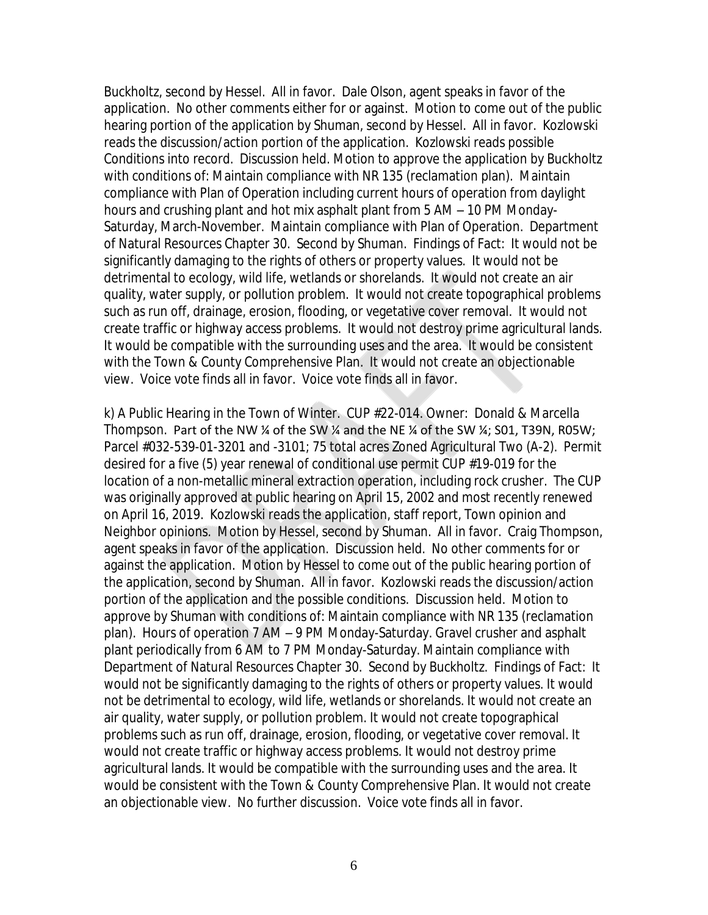Buckholtz, second by Hessel. All in favor. Dale Olson, agent speaks in favor of the application. No other comments either for or against. Motion to come out of the public hearing portion of the application by Shuman, second by Hessel. All in favor. Kozlowski reads the discussion/action portion of the application. Kozlowski reads possible Conditions into record. Discussion held. Motion to approve the application by Buckholtz with conditions of: Maintain compliance with NR 135 (reclamation plan). Maintain compliance with Plan of Operation including current hours of operation from daylight hours and crushing plant and hot mix asphalt plant from 5 AM – 10 PM Monday-Saturday, March-November. Maintain compliance with Plan of Operation. Department of Natural Resources Chapter 30. Second by Shuman. Findings of Fact: It would not be significantly damaging to the rights of others or property values. It would not be detrimental to ecology, wild life, wetlands or shorelands. It would not create an air quality, water supply, or pollution problem. It would not create topographical problems such as run off, drainage, erosion, flooding, or vegetative cover removal. It would not create traffic or highway access problems. It would not destroy prime agricultural lands. It would be compatible with the surrounding uses and the area. It would be consistent with the Town & County Comprehensive Plan. It would not create an objectionable view. Voice vote finds all in favor. Voice vote finds all in favor.

k) A Public Hearing in the Town of Winter. CUP #22-014. Owner: Donald & Marcella Thompson. Part of the NW ¼ of the SW ¼ and the NE ¼ of the SW ¼; S01, T39N, R05W; Parcel #032-539-01-3201 and -3101; 75 total acres Zoned Agricultural Two (A-2). Permit desired for a five (5) year renewal of conditional use permit CUP #19-019 for the location of a non-metallic mineral extraction operation, including rock crusher. The CUP was originally approved at public hearing on April 15, 2002 and most recently renewed on April 16, 2019. Kozlowski reads the application, staff report, Town opinion and Neighbor opinions. Motion by Hessel, second by Shuman. All in favor. Craig Thompson, agent speaks in favor of the application. Discussion held. No other comments for or against the application. Motion by Hessel to come out of the public hearing portion of the application, second by Shuman. All in favor. Kozlowski reads the discussion/action portion of the application and the possible conditions. Discussion held. Motion to approve by Shuman with conditions of: Maintain compliance with NR 135 (reclamation plan). Hours of operation 7 AM – 9 PM Monday-Saturday. Gravel crusher and asphalt plant periodically from 6 AM to 7 PM Monday-Saturday. Maintain compliance with Department of Natural Resources Chapter 30. Second by Buckholtz. Findings of Fact: It would not be significantly damaging to the rights of others or property values. It would not be detrimental to ecology, wild life, wetlands or shorelands. It would not create an air quality, water supply, or pollution problem. It would not create topographical problems such as run off, drainage, erosion, flooding, or vegetative cover removal. It would not create traffic or highway access problems. It would not destroy prime agricultural lands. It would be compatible with the surrounding uses and the area. It would be consistent with the Town & County Comprehensive Plan. It would not create an objectionable view. No further discussion. Voice vote finds all in favor.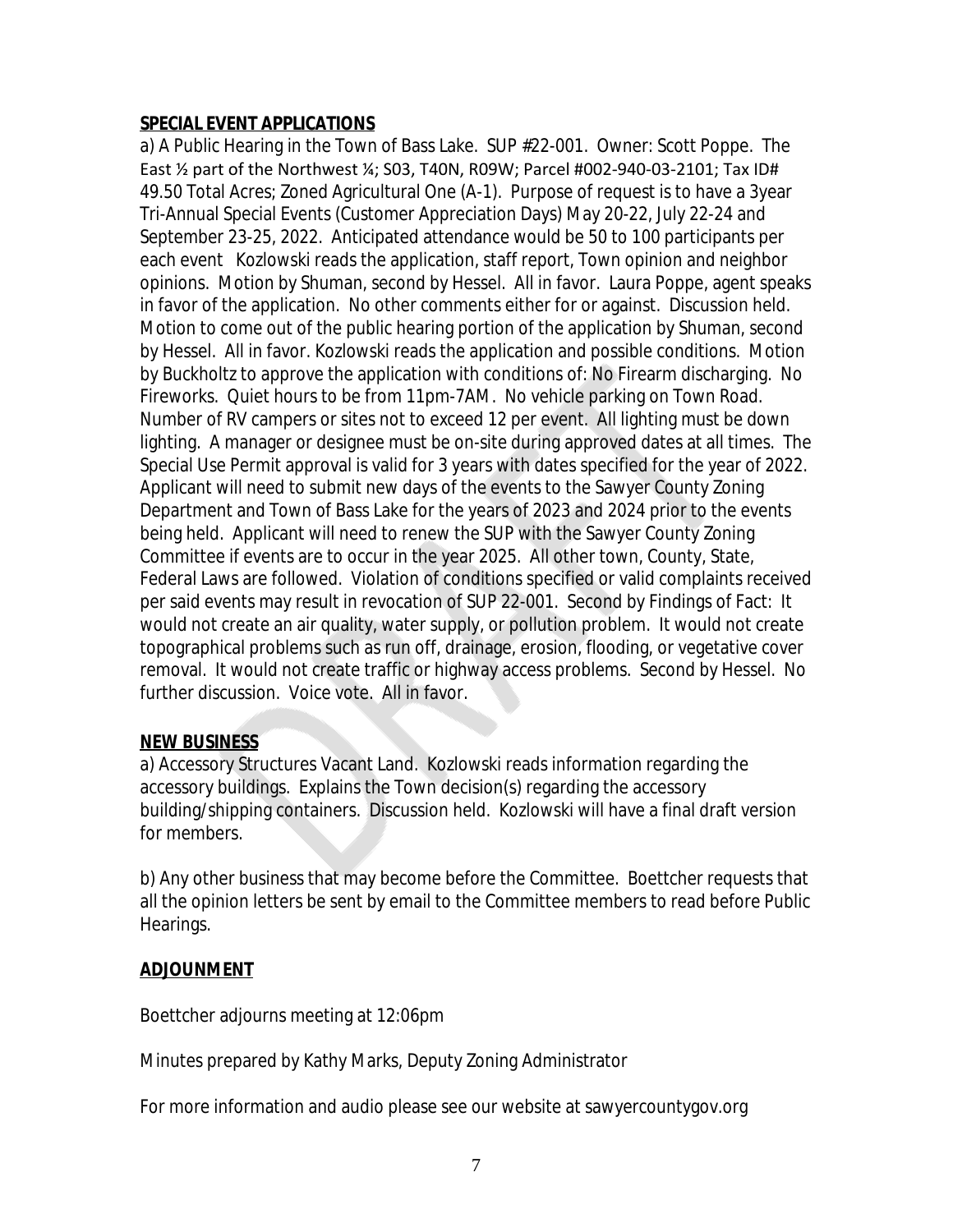**SPECIAL EVENT APPLICATIONS**

a) A Public Hearing in the Town of Bass Lake. SUP #22-001. Owner: Scott Poppe. The East ½ part of the Northwest ¼; S03, T40N, R09W; Parcel #002-940-03-2101; Tax ID# 49.50 Total Acres; Zoned Agricultural One (A-1). Purpose of request is to have a 3year Tri-Annual Special Events (Customer Appreciation Days) May 20-22, July 22-24 and September 23-25, 2022. Anticipated attendance would be 50 to 100 participants per each event Kozlowski reads the application, staff report, Town opinion and neighbor opinions. Motion by Shuman, second by Hessel. All in favor. Laura Poppe, agent speaks in favor of the application. No other comments either for or against. Discussion held. Motion to come out of the public hearing portion of the application by Shuman, second by Hessel. All in favor. Kozlowski reads the application and possible conditions. Motion by Buckholtz to approve the application with conditions of: No Firearm discharging. No Fireworks. Quiet hours to be from 11pm-7AM. No vehicle parking on Town Road. Number of RV campers or sites not to exceed 12 per event. All lighting must be down lighting. A manager or designee must be on-site during approved dates at all times. The Special Use Permit approval is valid for 3 years with dates specified for the year of 2022. Applicant will need to submit new days of the events to the Sawyer County Zoning Department and Town of Bass Lake for the years of 2023 and 2024 prior to the events being held. Applicant will need to renew the SUP with the Sawyer County Zoning Committee if events are to occur in the year 2025. All other town, County, State, Federal Laws are followed. Violation of conditions specified or valid complaints received per said events may result in revocation of SUP 22-001. Second by Findings of Fact: It would not create an air quality, water supply, or pollution problem. It would not create topographical problems such as run off, drainage, erosion, flooding, or vegetative cover removal. It would not create traffic or highway access problems. Second by Hessel. No further discussion. Voice vote. All in favor.

**NEW BUSINESS**

a) Accessory Structures Vacant Land. Kozlowski reads information regarding the accessory buildings. Explains the Town decision(s) regarding the accessory building/shipping containers. Discussion held. Kozlowski will have a final draft version for members.

b) Any other business that may become before the Committee. Boettcher requests that all the opinion letters be sent by email to the Committee members to read before Public Hearings.

**ADJOUNMENT**

Boettcher adjourns meeting at 12:06pm

Minutes prepared by Kathy Marks, Deputy Zoning Administrator

For more information and audio please see our website at sawyercountygov.org